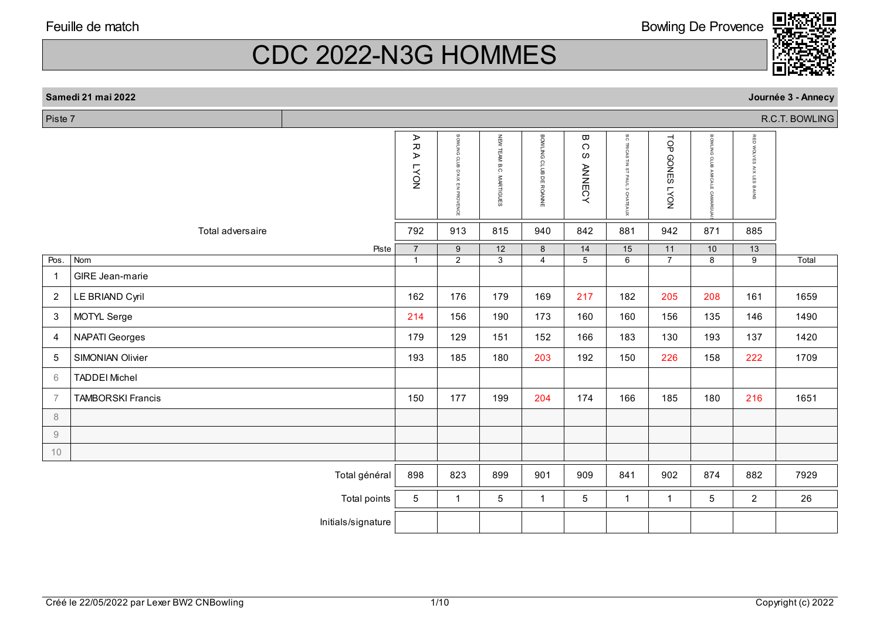Feuille de match

Bowling De Provence

# CDC 2022-N3G HOMMES

**Samedi 21 mai 2022** — **Journée 3 - Annecy**

Piste 7 — R.C.T. BOWLING

| | | A R A LYON | BOWLING CLUB D'AIX EN PROVENCE | NEW TEAM B.C. MARTIGUES | BOWLING CLUB DE ROANNE | B C S ANNECY | BC TRICASTIN ST PAUL 3 CHATEAUX | TOP GONES LYON | BOWLING CLUB AMICALE CAMARGUAIS | RED WOLVES AIX LES BAINS | |
|---|---|---|---|---|---|---|---|---|---|---|---|
| | Total adversaire | 792 | 913 | 815 | 940 | 842 | 881 | 942 | 871 | 885 | |
| | Piste | 7 | 9 | 12 | 8 | 14 | 15 | 11 | 10 | 13 | |
| Pos. | Nom | 1 | 2 | 3 | 4 | 5 | 6 | 7 | 8 | 9 | Total |
| 1 | GIRE Jean-marie | | | | | | | | | | |
| 2 | LE BRIAND Cyril | 162 | 176 | 179 | 169 | 217 | 182 | 205 | 208 | 161 | 1659 |
| 3 | MOTYL Serge | 214 | 156 | 190 | 173 | 160 | 160 | 156 | 135 | 146 | 1490 |
| 4 | NAPATI Georges | 179 | 129 | 151 | 152 | 166 | 183 | 130 | 193 | 137 | 1420 |
| 5 | SIMONIAN Olivier | 193 | 185 | 180 | 203 | 192 | 150 | 226 | 158 | 222 | 1709 |
| 6 | TADDEI Michel | | | | | | | | | | |
| 7 | TAMBORSKI Francis | 150 | 177 | 199 | 204 | 174 | 166 | 185 | 180 | 216 | 1651 |
| 8 | | | | | | | | | | | |
| 9 | | | | | | | | | | | |
| 10 | | | | | | | | | | | |
| | Total général | 898 | 823 | 899 | 901 | 909 | 841 | 902 | 874 | 882 | 7929 |
| | Total points | 5 | 1 | 5 | 1 | 5 | 1 | 1 | 5 | 2 | 26 |
| | Initials/signature | | | | | | | | | | |

Créé le 22/05/2022 par Lexer BW2 CNBowling

Copyright (c) 2022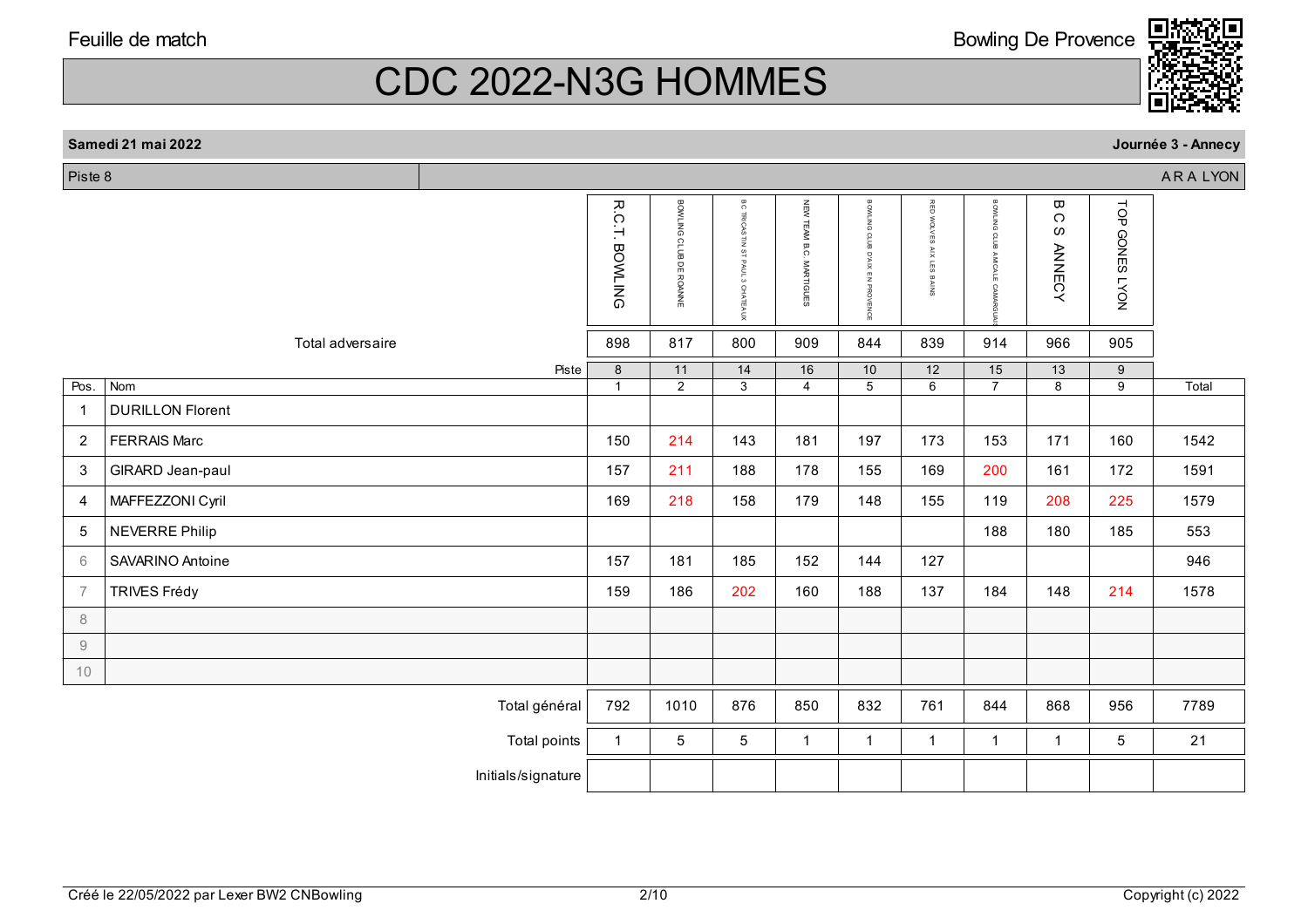Feuille de match — Bowling De Provence

# CDC 2022-N3G HOMMES

**Samedi 21 mai 2022** — **Journée 3 - Annecy**

Piste 8 — A R A LYON

| Pos. | Nom | R.C.T. BOWLING | BOWLING CLUB DE ROANNE | B.C TRICASTIN ST PAUL 3 CHATEAUX | NEW TEAM B.C. MARTIGUES | BOWLING CLUB D'AIX EN PROVENCE | RED WOLVES AIX LES BAINS | BOWLING CLUB AMICALE CAMARGUAIS | B C S ANNECY | TOP GONES LYON | Total |
|---|---|---|---|---|---|---|---|---|---|---|---|
| | Total adversaire | 898 | 817 | 800 | 909 | 844 | 839 | 914 | 966 | 905 | |
| | Piste | 8 | 11 | 14 | 16 | 10 | 12 | 15 | 13 | 9 | |
| | | 1 | 2 | 3 | 4 | 5 | 6 | 7 | 8 | 9 | |
| 1 | DURILLON Florent | | | | | | | | | | |
| 2 | FERRAIS Marc | 150 | 214 | 143 | 181 | 197 | 173 | 153 | 171 | 160 | 1542 |
| 3 | GIRARD Jean-paul | 157 | 211 | 188 | 178 | 155 | 169 | 200 | 161 | 172 | 1591 |
| 4 | MAFFEZZONI Cyril | 169 | 218 | 158 | 179 | 148 | 155 | 119 | 208 | 225 | 1579 |
| 5 | NEVERRE Philip | | | | | | | 188 | 180 | 185 | 553 |
| 6 | SAVARINO Antoine | 157 | 181 | 185 | 152 | 144 | 127 | | | | 946 |
| 7 | TRIVES Frédy | 159 | 186 | 202 | 160 | 188 | 137 | 184 | 148 | 214 | 1578 |
| 8 | | | | | | | | | | | |
| 9 | | | | | | | | | | | |
| 10 | | | | | | | | | | | |
| | Total général | 792 | 1010 | 876 | 850 | 832 | 761 | 844 | 868 | 956 | 7789 |
| | Total points | 1 | 5 | 5 | 1 | 1 | 1 | 1 | 1 | 5 | 21 |
| | Initials/signature | | | | | | | | | | |

Créé le 22/05/2022 par Lexer BW2 CNBowling — Copyright (c) 2022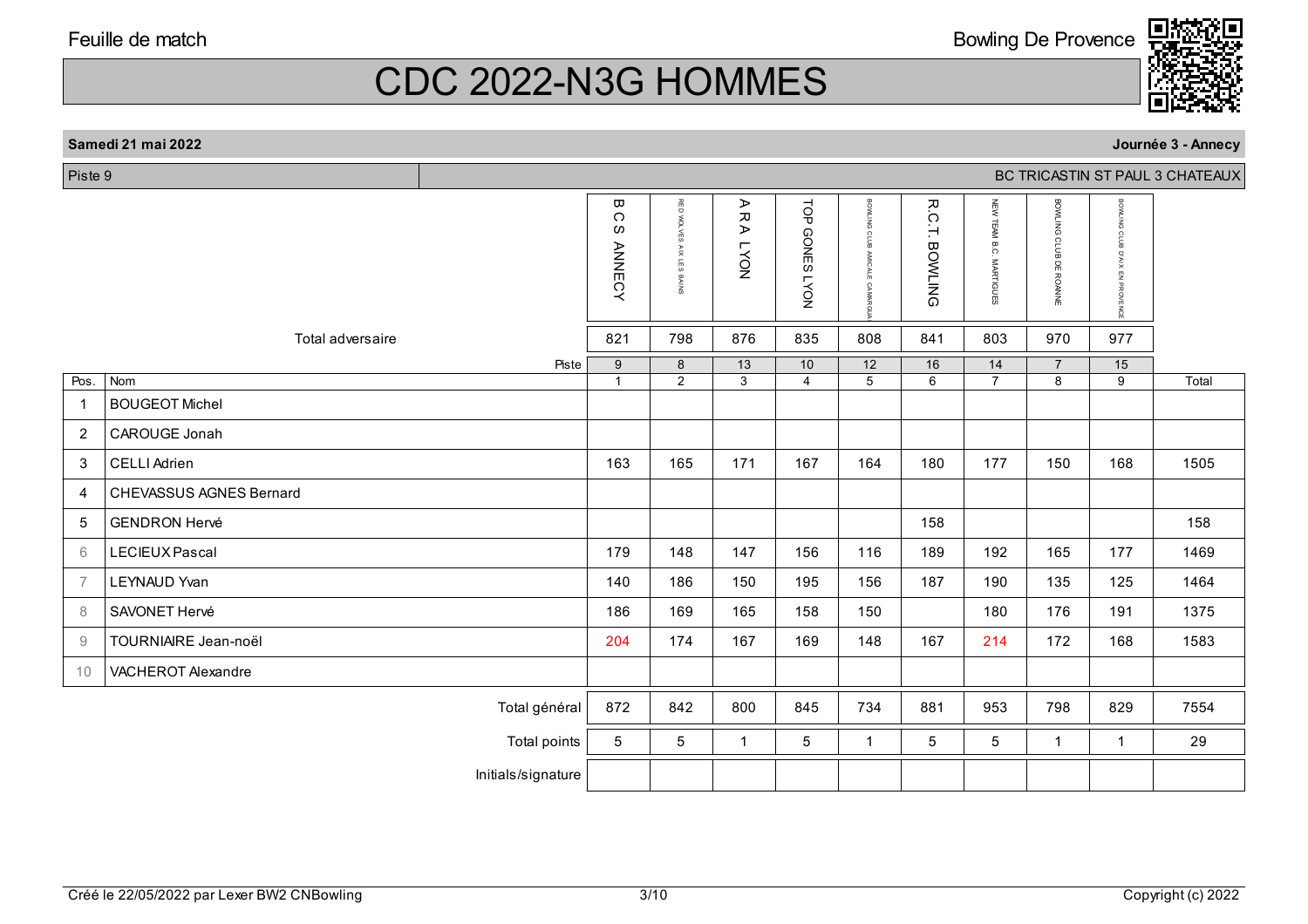Feuille de match

Bowling De Provence

# CDC 2022-N3G HOMMES

**Samedi 21 mai 2022** — **Journée 3 - Annecy**

Piste 9 — BC TRICASTIN ST PAUL 3 CHATEAUX

| | | B C S ANNECY | RED WOLVES AIX LES BAINS | A R A LYON | TOP GONES LYON | BOWLING CLUB AMICALE CAMARGUA | R.C.T. BOWLING | NEW TEAM B.C. MARTIGUES | BOWLING CLUB DE ROANNE | BOWLING CLUB D'AIX EN PROVENCE | |
|---|---|---|---|---|---|---|---|---|---|---|---|
| | Total adversaire | 821 | 798 | 876 | 835 | 808 | 841 | 803 | 970 | 977 | |
| | Piste | 9 | 8 | 13 | 10 | 12 | 16 | 14 | 7 | 15 | |
| Pos. | Nom | 1 | 2 | 3 | 4 | 5 | 6 | 7 | 8 | 9 | Total |
| 1 | BOUGEOT Michel | | | | | | | | | | |
| 2 | CAROUGE Jonah | | | | | | | | | | |
| 3 | CELLI Adrien | 163 | 165 | 171 | 167 | 164 | 180 | 177 | 150 | 168 | 1505 |
| 4 | CHEVASSUS AGNES Bernard | | | | | | | | | | |
| 5 | GENDRON Hervé | | | | | | 158 | | | | 158 |
| 6 | LECIEUX Pascal | 179 | 148 | 147 | 156 | 116 | 189 | 192 | 165 | 177 | 1469 |
| 7 | LEYNAUD Yvan | 140 | 186 | 150 | 195 | 156 | 187 | 190 | 135 | 125 | 1464 |
| 8 | SAVONET Hervé | 186 | 169 | 165 | 158 | 150 | | 180 | 176 | 191 | 1375 |
| 9 | TOURNIAIRE Jean-noël | 204 | 174 | 167 | 169 | 148 | 167 | 214 | 172 | 168 | 1583 |
| 10 | VACHEROT Alexandre | | | | | | | | | | |
| | Total général | 872 | 842 | 800 | 845 | 734 | 881 | 953 | 798 | 829 | 7554 |
| | Total points | 5 | 5 | 1 | 5 | 1 | 5 | 5 | 1 | 1 | 29 |
| | Initials/signature | | | | | | | | | | |

Créé le 22/05/2022 par Lexer BW2 CNBowling

Copyright (c) 2022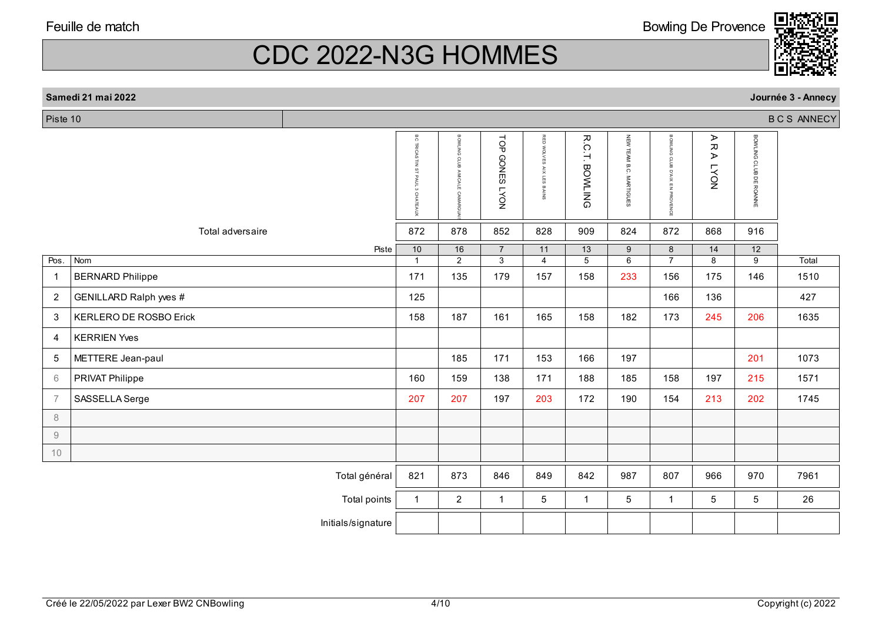Feuille de match

Bowling De Provence

# CDC 2022-N3G HOMMES

**Samedi 21 mai 2022** — **Journée 3 - Annecy**

Piste 10 — B C S ANNECY

| | | BC TRICASTIN ST PAUL 3 CHATEAUX | BOWLING CLUB AMICALE CAMARGUAIS | TOP GONES LYON | RED WOLVES AIX LES BAINS | R.C.T. BOWLING | NEW TEAM B.C. MARTIGUES | BOWLING CLUB D'AIX EN PROVENCE | A R A LYON | BOWLING CLUB DE ROANNE | |
|---|---|---|---|---|---|---|---|---|---|---|---|
| | Total adversaire | 872 | 878 | 852 | 828 | 909 | 824 | 872 | 868 | 916 | |
| | Piste | 10 | 16 | 7 | 11 | 13 | 9 | 8 | 14 | 12 | |
| Pos. | Nom | 1 | 2 | 3 | 4 | 5 | 6 | 7 | 8 | 9 | Total |
| 1 | BERNARD Philippe | 171 | 135 | 179 | 157 | 158 | 233 | 156 | 175 | 146 | 1510 |
| 2 | GENILLARD Ralph yves # | 125 | | | | | | 166 | 136 | | 427 |
| 3 | KERLERO DE ROSBO Erick | 158 | 187 | 161 | 165 | 158 | 182 | 173 | 245 | 206 | 1635 |
| 4 | KERRIEN Yves | | | | | | | | | | |
| 5 | METTERE Jean-paul | | 185 | 171 | 153 | 166 | 197 | | | 201 | 1073 |
| 6 | PRIVAT Philippe | 160 | 159 | 138 | 171 | 188 | 185 | 158 | 197 | 215 | 1571 |
| 7 | SASSELLA Serge | 207 | 207 | 197 | 203 | 172 | 190 | 154 | 213 | 202 | 1745 |
| 8 | | | | | | | | | | | |
| 9 | | | | | | | | | | | |
| 10 | | | | | | | | | | | |
| | Total général | 821 | 873 | 846 | 849 | 842 | 987 | 807 | 966 | 970 | 7961 |
| | Total points | 1 | 2 | 1 | 5 | 1 | 5 | 1 | 5 | 5 | 26 |
| | Initials/signature | | | | | | | | | | |

Créé le 22/05/2022 par Lexer BW2 CNBowling

Copyright (c) 2022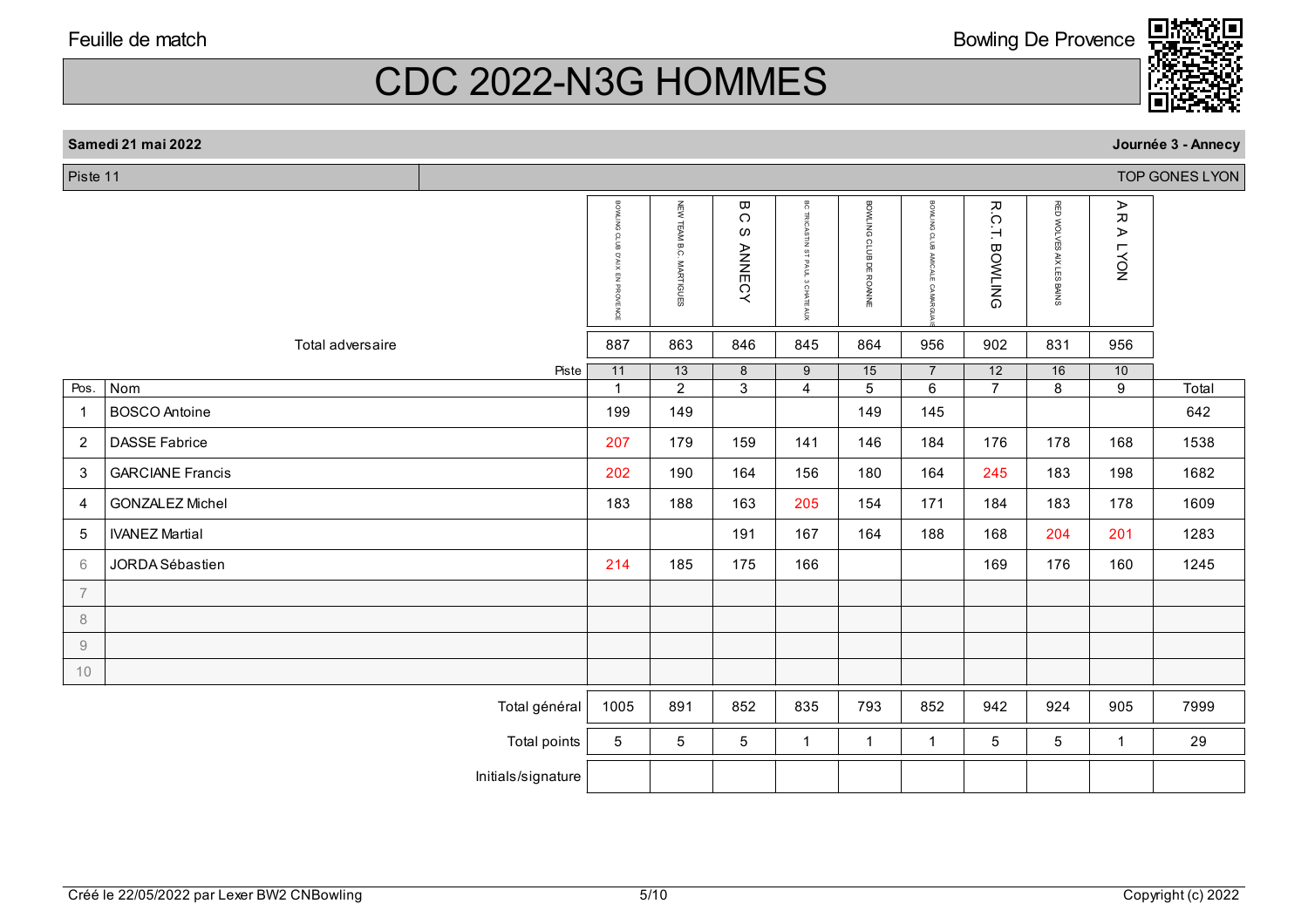Feuille de match

Bowling De Provence

# CDC 2022-N3G HOMMES

**Samedi 21 mai 2022** **Journée 3 - Annecy**

Piste 11 — TOP GONES LYON

| Pos. | Nom | BOWLING CLUB D'AIX EN PROVENCE | NEW TEAM B.C. MARTIGUES | B C S ANNECY | BC TRICASTIN ST PAUL 3 CHATEAUX | BOWLING CLUB DE ROANNE | BOWLING CLUB AMICALE CAMARGUAIS | R.C.T. BOWLING | RED WOLVES AIX LES BAINS | A R A LYON | Total |
|---|---|---|---|---|---|---|---|---|---|---|---|
| | Total adversaire | 887 | 863 | 846 | 845 | 864 | 956 | 902 | 831 | 956 | |
| | Piste | 11 | 13 | 8 | 9 | 15 | 7 | 12 | 16 | 10 | |
| | | 1 | 2 | 3 | 4 | 5 | 6 | 7 | 8 | 9 | |
| 1 | BOSCO Antoine | 199 | 149 | | | 149 | 145 | | | | 642 |
| 2 | DASSE Fabrice | 207 | 179 | 159 | 141 | 146 | 184 | 176 | 178 | 168 | 1538 |
| 3 | GARCIANE Francis | 202 | 190 | 164 | 156 | 180 | 164 | 245 | 183 | 198 | 1682 |
| 4 | GONZALEZ Michel | 183 | 188 | 163 | 205 | 154 | 171 | 184 | 183 | 178 | 1609 |
| 5 | IVANEZ Martial | | | 191 | 167 | 164 | 188 | 168 | 204 | 201 | 1283 |
| 6 | JORDA Sébastien | 214 | 185 | 175 | 166 | | | 169 | 176 | 160 | 1245 |
| 7 | | | | | | | | | | | |
| 8 | | | | | | | | | | | |
| 9 | | | | | | | | | | | |
| 10 | | | | | | | | | | | |
| | Total général | 1005 | 891 | 852 | 835 | 793 | 852 | 942 | 924 | 905 | 7999 |
| | Total points | 5 | 5 | 5 | 1 | 1 | 1 | 5 | 5 | 1 | 29 |
| | Initials/signature | | | | | | | | | | |

Créé le 22/05/2022 par Lexer BW2 CNBowling

Copyright (c) 2022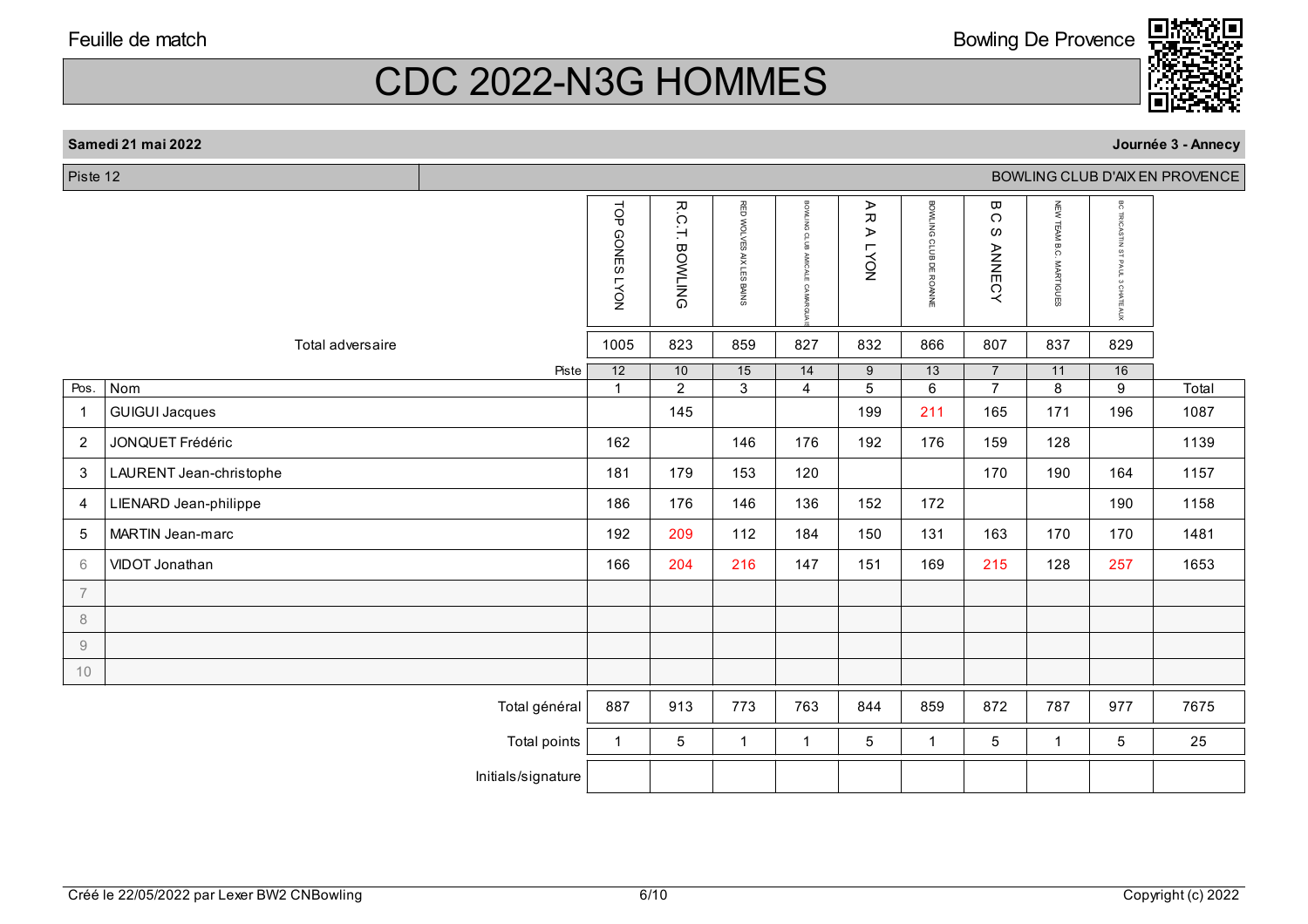Feuille de match

Bowling De Provence

# CDC 2022-N3G HOMMES

**Samedi 21 mai 2022** — **Journée 3 - Annecy**

Piste 12 — BOWLING CLUB D'AIX EN PROVENCE

| Pos. | Nom | TOP GONES LYON | R.C.T. BOWLING | RED WOLVES AIX LES BAINS | BOWLING CLUB AMICALE CAMARGUAIS | A R A LYON | BOWLING CLUB DE ROANNE | B C S ANNECY | NEW TEAM B.C. MARTIGUES | BC TRICASTIN ST PAUL 3 CHATEAUX | Total |
|---|---|---|---|---|---|---|---|---|---|---|---|
| | Total adversaire | 1005 | 823 | 859 | 827 | 832 | 866 | 807 | 837 | 829 | |
| | Piste | 12 | 10 | 15 | 14 | 9 | 13 | 7 | 11 | 16 | |
| | | 1 | 2 | 3 | 4 | 5 | 6 | 7 | 8 | 9 | |
| 1 | GUIGUI Jacques | | 145 | | | 199 | 211 | 165 | 171 | 196 | 1087 |
| 2 | JONQUET Frédéric | 162 | | 146 | 176 | 192 | 176 | 159 | 128 | | 1139 |
| 3 | LAURENT Jean-christophe | 181 | 179 | 153 | 120 | | | 170 | 190 | 164 | 1157 |
| 4 | LIENARD Jean-philippe | 186 | 176 | 146 | 136 | 152 | 172 | | | 190 | 1158 |
| 5 | MARTIN Jean-marc | 192 | 209 | 112 | 184 | 150 | 131 | 163 | 170 | 170 | 1481 |
| 6 | VIDOT Jonathan | 166 | 204 | 216 | 147 | 151 | 169 | 215 | 128 | 257 | 1653 |
| 7 | | | | | | | | | | | |
| 8 | | | | | | | | | | | |
| 9 | | | | | | | | | | | |
| 10 | | | | | | | | | | | |
| | Total général | 887 | 913 | 773 | 763 | 844 | 859 | 872 | 787 | 977 | 7675 |
| | Total points | 1 | 5 | 1 | 1 | 5 | 1 | 5 | 1 | 5 | 25 |
| | Initials/signature | | | | | | | | | | |

Créé le 22/05/2022 par Lexer BW2 CNBowling — Copyright (c) 2022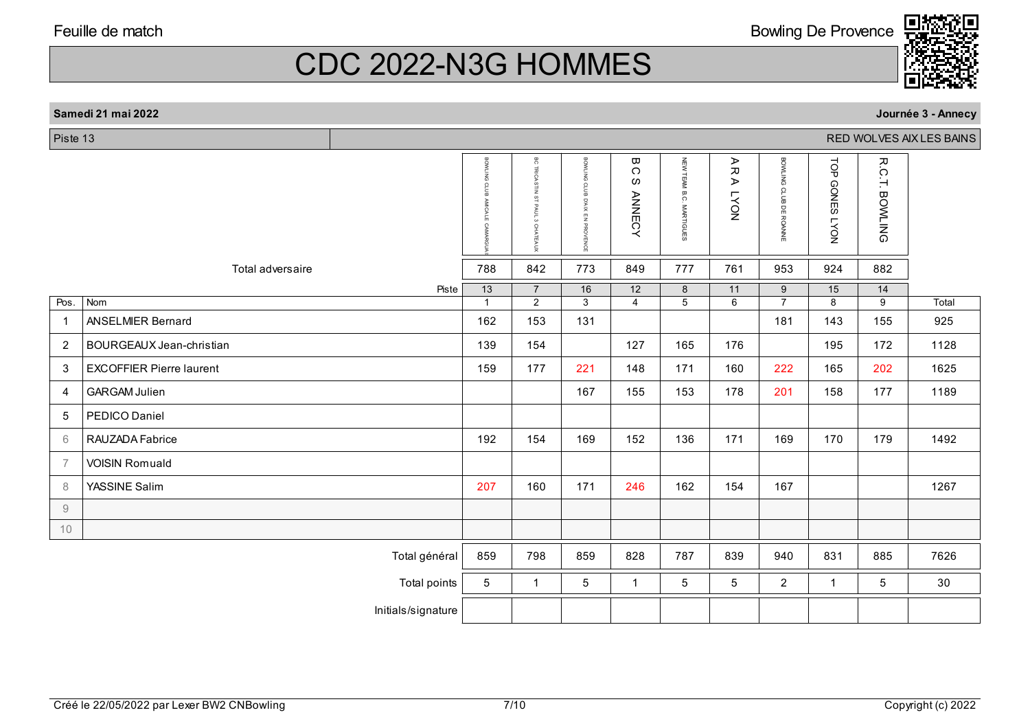Feuille de match

Bowling De Provence

# CDC 2022-N3G HOMMES

**Samedi 21 mai 2022** | **Journée 3 - Annecy**

Piste 13 — RED WOLVES AIX LES BAINS

| | | BOWLING CLUB AMICALE CAMARGUAIS | BC TRICASTIN ST PAUL 3 CHATEAUX | BOWLING CLUB D'AIX EN PROVENCE | B C S ANNECY | NEW TEAM B.C. MARTIGUES | A R A LYON | BOWLING CLUB DE ROANNE | TOP GONES LYON | R.C.T. BOWLING | |
|---|---|---|---|---|---|---|---|---|---|---|---|
| | Total adversaire | 788 | 842 | 773 | 849 | 777 | 761 | 953 | 924 | 882 | |
| | Piste | 13 | 7 | 16 | 12 | 8 | 11 | 9 | 15 | 14 | |
| Pos. | Nom | 1 | 2 | 3 | 4 | 5 | 6 | 7 | 8 | 9 | Total |
| 1 | ANSELMIER Bernard | 162 | 153 | 131 | | | | 181 | 143 | 155 | 925 |
| 2 | BOURGEAUX Jean-christian | 139 | 154 | | 127 | 165 | 176 | | 195 | 172 | 1128 |
| 3 | EXCOFFIER Pierre laurent | 159 | 177 | 221 | 148 | 171 | 160 | 222 | 165 | 202 | 1625 |
| 4 | GARGAM Julien | | | 167 | 155 | 153 | 178 | 201 | 158 | 177 | 1189 |
| 5 | PEDICO Daniel | | | | | | | | | | |
| 6 | RAUZADA Fabrice | 192 | 154 | 169 | 152 | 136 | 171 | 169 | 170 | 179 | 1492 |
| 7 | VOISIN Romuald | | | | | | | | | | |
| 8 | YASSINE Salim | 207 | 160 | 171 | 246 | 162 | 154 | 167 | | | 1267 |
| 9 | | | | | | | | | | | |
| 10 | | | | | | | | | | | |
| | Total général | 859 | 798 | 859 | 828 | 787 | 839 | 940 | 831 | 885 | 7626 |
| | Total points | 5 | 1 | 5 | 1 | 5 | 5 | 2 | 1 | 5 | 30 |
| | Initials/signature | | | | | | | | | | |

Créé le 22/05/2022 par Lexer BW2 CNBowling — Copyright (c) 2022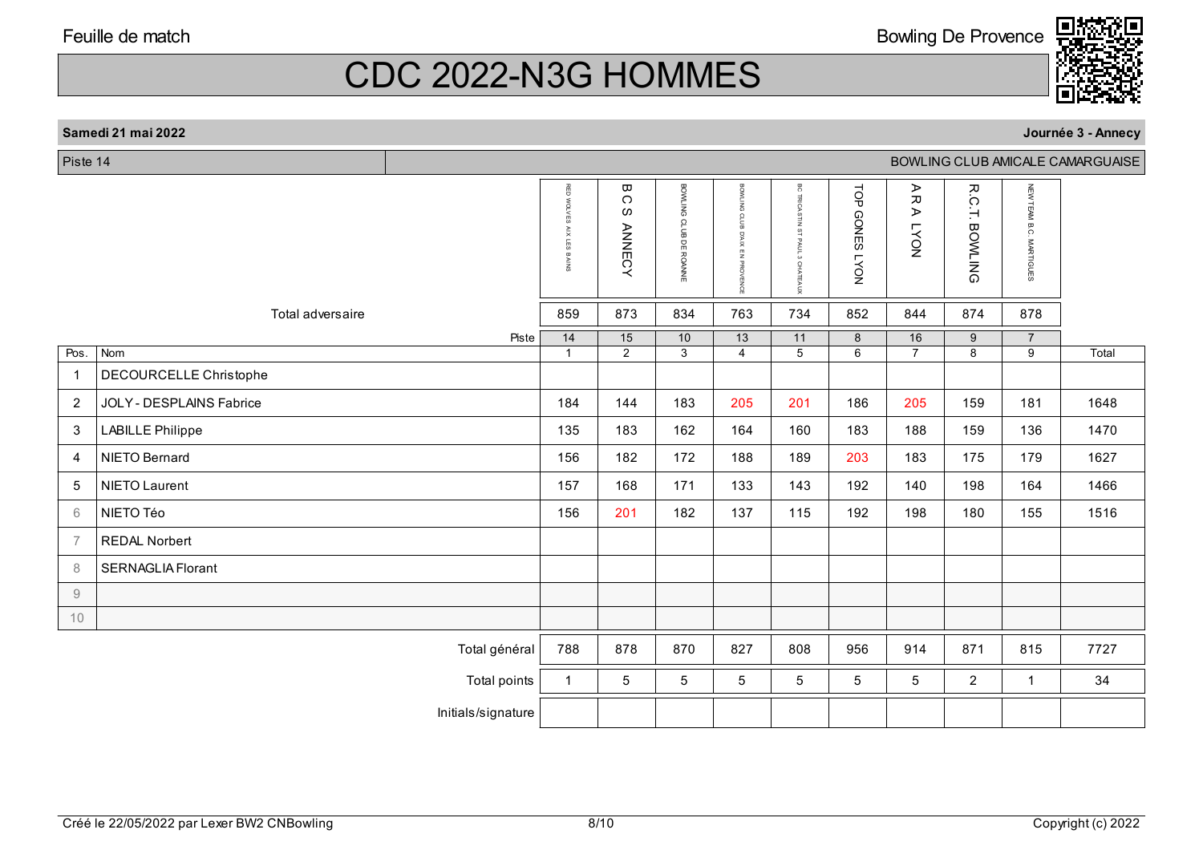Feuille de match

Bowling De Provence

# CDC 2022-N3G HOMMES

**Samedi 21 mai 2022** — **Journée 3 - Annecy**

Piste 14 — BOWLING CLUB AMICALE CAMARGUAISE

| Pos. | Nom | RED WOLVES AIX LES BAINS | B C S ANNECY | BOWLING CLUB DE ROANNE | BOWLING CLUB D'AIX EN PROVENCE | BC TRICASTIN ST PAUL 3 CHATEAUX | TOP GONES LYON | A R A LYON | R.C.T. BOWLING | NEW TEAM B.C. MARTIGUES | Total |
|---|---|---|---|---|---|---|---|---|---|---|---|
| | Total adversaire | 859 | 873 | 834 | 763 | 734 | 852 | 844 | 874 | 878 | |
| | Piste | 14 | 15 | 10 | 13 | 11 | 8 | 16 | 9 | 7 | |
| | | 1 | 2 | 3 | 4 | 5 | 6 | 7 | 8 | 9 | Total |
| 1 | DECOURCELLE Christophe | | | | | | | | | | |
| 2 | JOLY - DESPLAINS Fabrice | 184 | 144 | 183 | 205 | 201 | 186 | 205 | 159 | 181 | 1648 |
| 3 | LABILLE Philippe | 135 | 183 | 162 | 164 | 160 | 183 | 188 | 159 | 136 | 1470 |
| 4 | NIETO Bernard | 156 | 182 | 172 | 188 | 189 | 203 | 183 | 175 | 179 | 1627 |
| 5 | NIETO Laurent | 157 | 168 | 171 | 133 | 143 | 192 | 140 | 198 | 164 | 1466 |
| 6 | NIETO Téo | 156 | 201 | 182 | 137 | 115 | 192 | 198 | 180 | 155 | 1516 |
| 7 | REDAL Norbert | | | | | | | | | | |
| 8 | SERNAGLIA Florant | | | | | | | | | | |
| 9 | | | | | | | | | | | |
| 10 | | | | | | | | | | | |
| | Total général | 788 | 878 | 870 | 827 | 808 | 956 | 914 | 871 | 815 | 7727 |
| | Total points | 1 | 5 | 5 | 5 | 5 | 5 | 5 | 2 | 1 | 34 |
| | Initials/signature | | | | | | | | | | |

Créé le 22/05/2022 par Lexer BW2 CNBowling — Copyright (c) 2022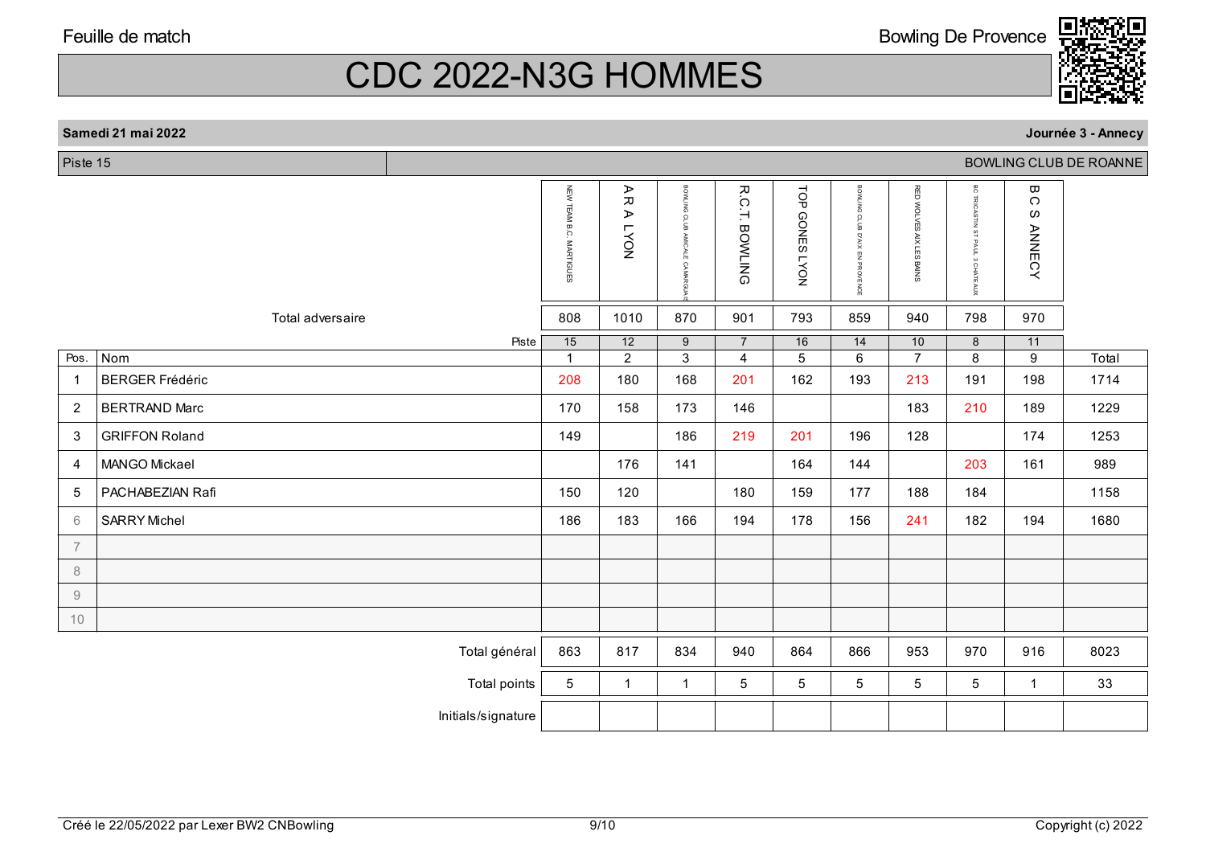Feuille de match

Bowling De Provence

# CDC 2022-N3G HOMMES

**Samedi 21 mai 2022** | **Journée 3 - Annecy**

Piste 15 | BOWLING CLUB DE ROANNE

| | | NEW TEAM B.C. MARTIGUES | A R A LYON | BOWLING CLUB AMICALE CAMARGUAIS | R.C.T. BOWLING | TOP GONES LYON | BOWLING CLUB D'AIX EN PROVENCE | RED WOLVES AIX LES BAINS | BC TRICASTIN ST PAUL 3 CHATEAUX | B C S ANNECY | |
|---|---|---|---|---|---|---|---|---|---|---|---|
| | Total adversaire | 808 | 1010 | 870 | 901 | 793 | 859 | 940 | 798 | 970 | |
| | Piste | 15 | 12 | 9 | 7 | 16 | 14 | 10 | 8 | 11 | |
| Pos. | Nom | 1 | 2 | 3 | 4 | 5 | 6 | 7 | 8 | 9 | Total |
| 1 | BERGER Frédéric | 208 | 180 | 168 | 201 | 162 | 193 | 213 | 191 | 198 | 1714 |
| 2 | BERTRAND Marc | 170 | 158 | 173 | 146 | | | 183 | 210 | 189 | 1229 |
| 3 | GRIFFON Roland | 149 | | 186 | 219 | 201 | 196 | 128 | | 174 | 1253 |
| 4 | MANGO Mickael | | 176 | 141 | | 164 | 144 | | 203 | 161 | 989 |
| 5 | PACHABEZIAN Rafi | 150 | 120 | | 180 | 159 | 177 | 188 | 184 | | 1158 |
| 6 | SARRY Michel | 186 | 183 | 166 | 194 | 178 | 156 | 241 | 182 | 194 | 1680 |
| 7 | | | | | | | | | | | |
| 8 | | | | | | | | | | | |
| 9 | | | | | | | | | | | |
| 10 | | | | | | | | | | | |
| | Total général | 863 | 817 | 834 | 940 | 864 | 866 | 953 | 970 | 916 | 8023 |
| | Total points | 5 | 1 | 1 | 5 | 5 | 5 | 5 | 5 | 1 | 33 |
| | Initials/signature | | | | | | | | | | |

Créé le 22/05/2022 par Lexer BW2 CNBowling

Copyright (c) 2022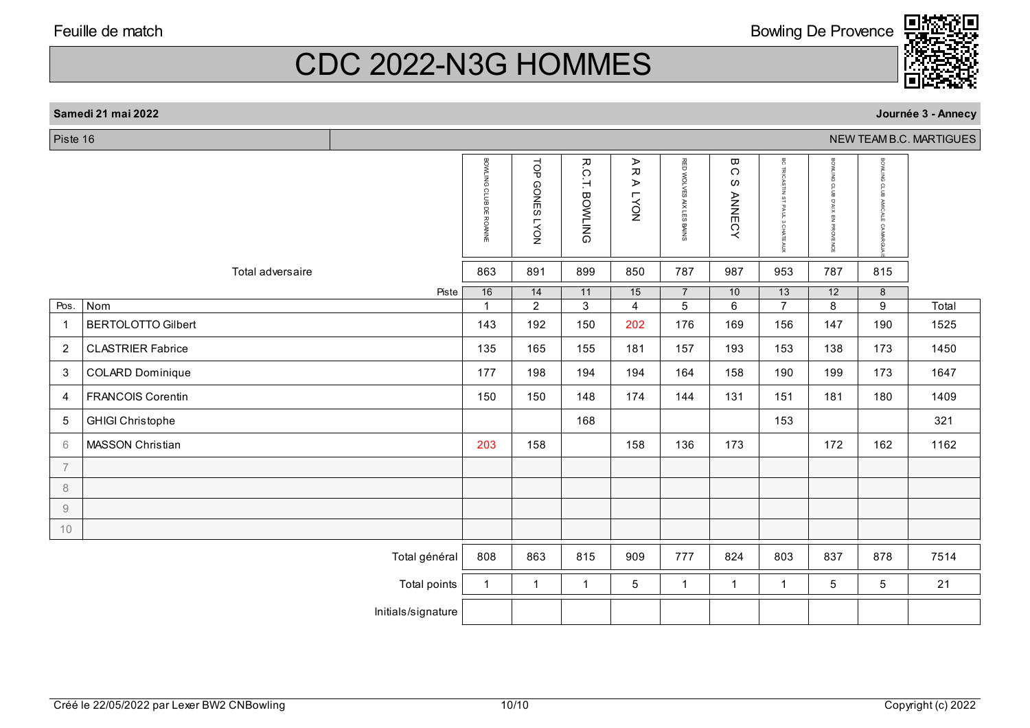Feuille de match

Bowling De Provence

# CDC 2022-N3G HOMMES

**Samedi 21 mai 2022** — **Journée 3 - Annecy**

Piste 16 — NEW TEAM B.C. MARTIGUES

| Pos. | Nom | BOWLING CLUB DE ROANNE | TOP GONES LYON | R.C.T. BOWLING | A R A LYON | RED WOLVES AIX LES BAINS | B C S ANNECY | BC TRICASTIN ST PAUL 3 CHATEAUX | BOWLING CLUB D'AIX EN PROVENCE | BOWLING CLUB AMICALE CAMARGUAIS | Total |
|---|---|---|---|---|---|---|---|---|---|---|---|
| | Total adversaire | 863 | 891 | 899 | 850 | 787 | 987 | 953 | 787 | 815 | |
| | Piste | 16 | 14 | 11 | 15 | 7 | 10 | 13 | 12 | 8 | |
| | | 1 | 2 | 3 | 4 | 5 | 6 | 7 | 8 | 9 | |
| 1 | BERTOLOTTO Gilbert | 143 | 192 | 150 | 202 | 176 | 169 | 156 | 147 | 190 | 1525 |
| 2 | CLASTRIER Fabrice | 135 | 165 | 155 | 181 | 157 | 193 | 153 | 138 | 173 | 1450 |
| 3 | COLARD Dominique | 177 | 198 | 194 | 194 | 164 | 158 | 190 | 199 | 173 | 1647 |
| 4 | FRANCOIS Corentin | 150 | 150 | 148 | 174 | 144 | 131 | 151 | 181 | 180 | 1409 |
| 5 | GHIGI Christophe | | | 168 | | | | 153 | | | 321 |
| 6 | MASSON Christian | 203 | 158 | | 158 | 136 | 173 | | 172 | 162 | 1162 |
| 7 | | | | | | | | | | | |
| 8 | | | | | | | | | | | |
| 9 | | | | | | | | | | | |
| 10 | | | | | | | | | | | |
| | Total général | 808 | 863 | 815 | 909 | 777 | 824 | 803 | 837 | 878 | 7514 |
| | Total points | 1 | 1 | 1 | 5 | 1 | 1 | 1 | 5 | 5 | 21 |
| | Initials/signature | | | | | | | | | | |

Créé le 22/05/2022 par Lexer BW2 CNBowling

Copyright (c) 2022